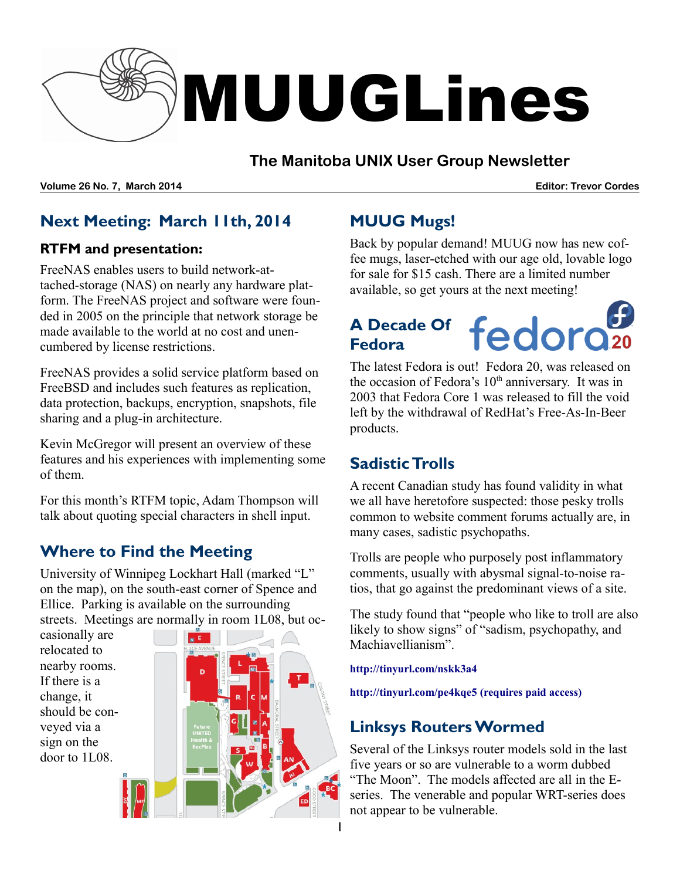# MUUGLines

## The Manitoba UNIX User Group Newsletter

**Volume 26 No. 7, March 2014** **Editor: Trevor Cordes**

## Next Meeting: March 11th, 2014

### RTFM and presentation:

FreeNAS enables users to build network-attached-storage (NAS) on nearly any hardware platform. The FreeNAS project and software were founded in 2005 on the principle that network storage be made available to the world at no cost and unencumbered by license restrictions.

FreeNAS provides a solid service platform based on FreeBSD and includes such features as replication, data protection, backups, encryption, snapshots, file sharing and a plug-in architecture.

Kevin McGregor will present an overview of these features and his experiences with implementing some of them.

For this month's RTFM topic, Adam Thompson will talk about quoting special characters in shell input.

## Where to Find the Meeting

University of Winnipeg Lockhart Hall (marked "L" on the map), on the south-east corner of Spence and Ellice. Parking is available on the surrounding streets. Meetings are normally in room 1L08, but occasionally are relocated to nearby rooms. If there is a change, it should be conveyed via a sign on the door to 1L08.

## MUUG Mugs!

Back by popular demand! MUUG now has new coffee mugs, laser-etched with our age old, lovable logo for sale for $15 cash. There are a limited number available, so get yours at the next meeting!

## A Decade Of Fedora

The latest Fedora is out! Fedora 20, was released on the occasion of Fedora's 10th anniversary. It was in 2003 that Fedora Core 1 was released to fill the void left by the withdrawal of RedHat's Free-As-In-Beer products.

## Sadistic Trolls

A recent Canadian study has found validity in what we all have heretofore suspected: those pesky trolls common to website comment forums actually are, in many cases, sadistic psychopaths.

Trolls are people who purposely post inflammatory comments, usually with abysmal signal-to-noise ratios, that go against the predominant views of a site.

The study found that "people who like to troll are also likely to show signs" of "sadism, psychopathy, and Machiavellianism".

**http://tinyurl.com/nskk3a4**

**http://tinyurl.com/pe4kqe5 (requires paid access)**

## Linksys Routers Wormed

Several of the Linksys router models sold in the last five years or so are vulnerable to a worm dubbed "The Moon". The models affected are all in the E-series. The venerable and popular WRT-series does not appear to be vulnerable.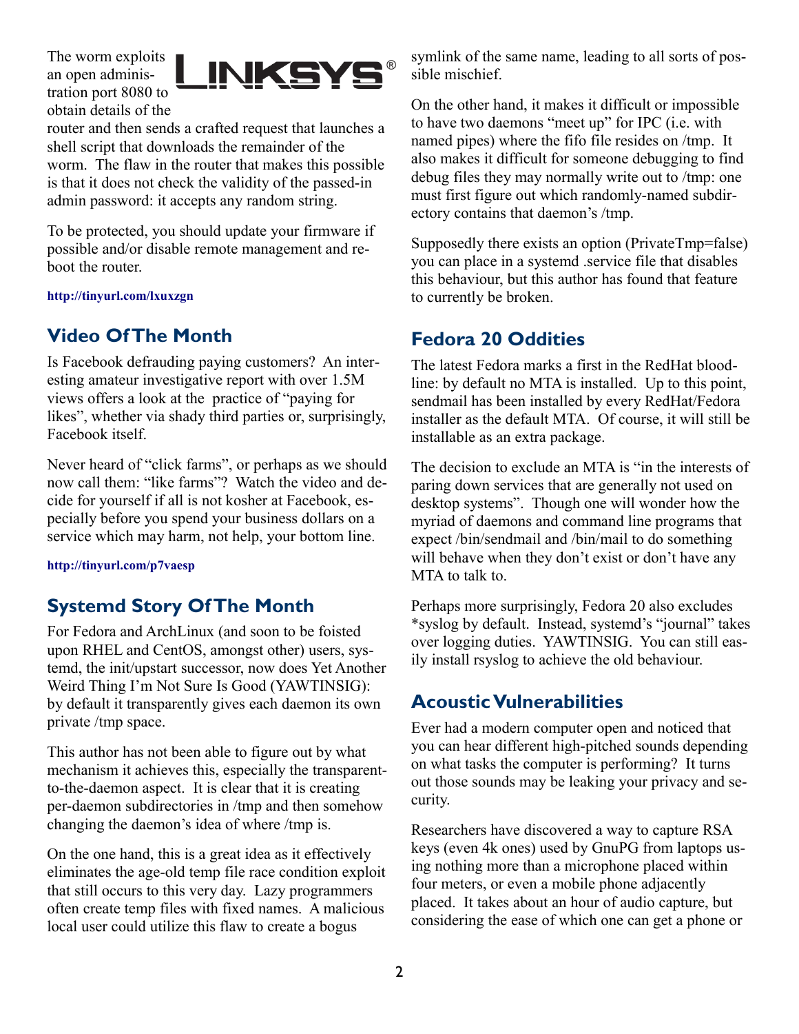The worm exploits an open administration port 8080 to obtain details of the router and then sends a crafted request that launches a shell script that downloads the remainder of the worm. The flaw in the router that makes this possible is that it does not check the validity of the passed-in admin password: it accepts any random string.

To be protected, you should update your firmware if possible and/or disable remote management and reboot the router.

**http://tinyurl.com/lxuxzgn**

## Video Of The Month

Is Facebook defrauding paying customers? An interesting amateur investigative report with over 1.5M views offers a look at the practice of "paying for likes", whether via shady third parties or, surprisingly, Facebook itself.

Never heard of "click farms", or perhaps as we should now call them: "like farms"? Watch the video and decide for yourself if all is not kosher at Facebook, especially before you spend your business dollars on a service which may harm, not help, your bottom line.

**http://tinyurl.com/p7vaesp**

## Systemd Story Of The Month

For Fedora and ArchLinux (and soon to be foisted upon RHEL and CentOS, amongst other) users, systemd, the init/upstart successor, now does Yet Another Weird Thing I'm Not Sure Is Good (YAWTINSIG): by default it transparently gives each daemon its own private /tmp space.

This author has not been able to figure out by what mechanism it achieves this, especially the transparent-to-the-daemon aspect. It is clear that it is creating per-daemon subdirectories in /tmp and then somehow changing the daemon's idea of where /tmp is.

On the one hand, this is a great idea as it effectively eliminates the age-old temp file race condition exploit that still occurs to this very day. Lazy programmers often create temp files with fixed names. A malicious local user could utilize this flaw to create a bogus symlink of the same name, leading to all sorts of possible mischief.

On the other hand, it makes it difficult or impossible to have two daemons "meet up" for IPC (i.e. with named pipes) where the fifo file resides on /tmp. It also makes it difficult for someone debugging to find debug files they may normally write out to /tmp: one must first figure out which randomly-named subdirectory contains that daemon's /tmp.

Supposedly there exists an option (PrivateTmp=false) you can place in a systemd .service file that disables this behaviour, but this author has found that feature to currently be broken.

## Fedora 20 Oddities

The latest Fedora marks a first in the RedHat bloodline: by default no MTA is installed. Up to this point, sendmail has been installed by every RedHat/Fedora installer as the default MTA. Of course, it will still be installable as an extra package.

The decision to exclude an MTA is "in the interests of paring down services that are generally not used on desktop systems". Though one will wonder how the myriad of daemons and command line programs that expect /bin/sendmail and /bin/mail to do something will behave when they don't exist or don't have any MTA to talk to.

Perhaps more surprisingly, Fedora 20 also excludes *syslog by default. Instead, systemd's "journal" takes over logging duties. YAWTINSIG. You can still easily install rsyslog to achieve the old behaviour.

## Acoustic Vulnerabilities

Ever had a modern computer open and noticed that you can hear different high-pitched sounds depending on what tasks the computer is performing? It turns out those sounds may be leaking your privacy and security.

Researchers have discovered a way to capture RSA keys (even 4k ones) used by GnuPG from laptops using nothing more than a microphone placed within four meters, or even a mobile phone adjacently placed. It takes about an hour of audio capture, but considering the ease of which one can get a phone or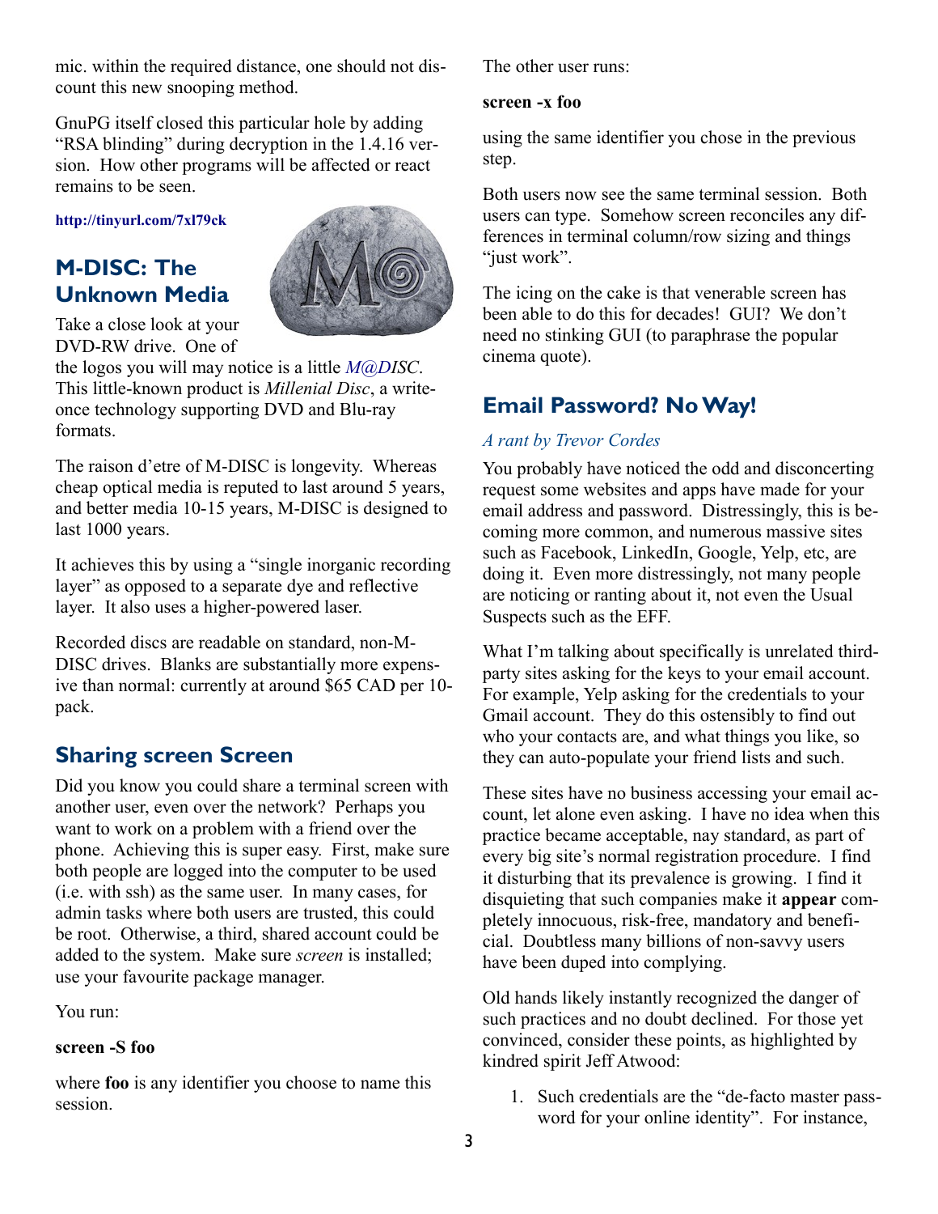mic. within the required distance, one should not discount this new snooping method.

GnuPG itself closed this particular hole by adding "RSA blinding" during decryption in the 1.4.16 version. How other programs will be affected or react remains to be seen.

**http://tinyurl.com/7xl79ck**

## M-DISC: The Unknown Media

Take a close look at your DVD-RW drive. One of the logos you will may notice is a little *M@DISC*. This little-known product is *Millenial Disc*, a write-once technology supporting DVD and Blu-ray formats.

The raison d'etre of M-DISC is longevity. Whereas cheap optical media is reputed to last around 5 years, and better media 10-15 years, M-DISC is designed to last 1000 years.

It achieves this by using a "single inorganic recording layer" as opposed to a separate dye and reflective layer. It also uses a higher-powered laser.

Recorded discs are readable on standard, non-M-DISC drives. Blanks are substantially more expensive than normal: currently at around $65 CAD per 10-pack.

## Sharing screen Screen

Did you know you could share a terminal screen with another user, even over the network? Perhaps you want to work on a problem with a friend over the phone. Achieving this is super easy. First, make sure both people are logged into the computer to be used (i.e. with ssh) as the same user. In many cases, for admin tasks where both users are trusted, this could be root. Otherwise, a third, shared account could be added to the system. Make sure *screen* is installed; use your favourite package manager.

You run:

**screen -S foo**

where **foo** is any identifier you choose to name this session.

The other user runs:

**screen -x foo**

using the same identifier you chose in the previous step.

Both users now see the same terminal session. Both users can type. Somehow screen reconciles any differences in terminal column/row sizing and things "just work".

The icing on the cake is that venerable screen has been able to do this for decades! GUI? We don't need no stinking GUI (to paraphrase the popular cinema quote).

## Email Password? No Way!

*A rant by Trevor Cordes*

You probably have noticed the odd and disconcerting request some websites and apps have made for your email address and password. Distressingly, this is becoming more common, and numerous massive sites such as Facebook, LinkedIn, Google, Yelp, etc, are doing it. Even more distressingly, not many people are noticing or ranting about it, not even the Usual Suspects such as the EFF.

What I'm talking about specifically is unrelated third-party sites asking for the keys to your email account. For example, Yelp asking for the credentials to your Gmail account. They do this ostensibly to find out who your contacts are, and what things you like, so they can auto-populate your friend lists and such.

These sites have no business accessing your email account, let alone even asking. I have no idea when this practice became acceptable, nay standard, as part of every big site's normal registration procedure. I find it disturbing that its prevalence is growing. I find it disquieting that such companies make it **appear** completely innocuous, risk-free, mandatory and beneficial. Doubtless many billions of non-savvy users have been duped into complying.

Old hands likely instantly recognized the danger of such practices and no doubt declined. For those yet convinced, consider these points, as highlighted by kindred spirit Jeff Atwood:

1. Such credentials are the "de-facto master password for your online identity". For instance,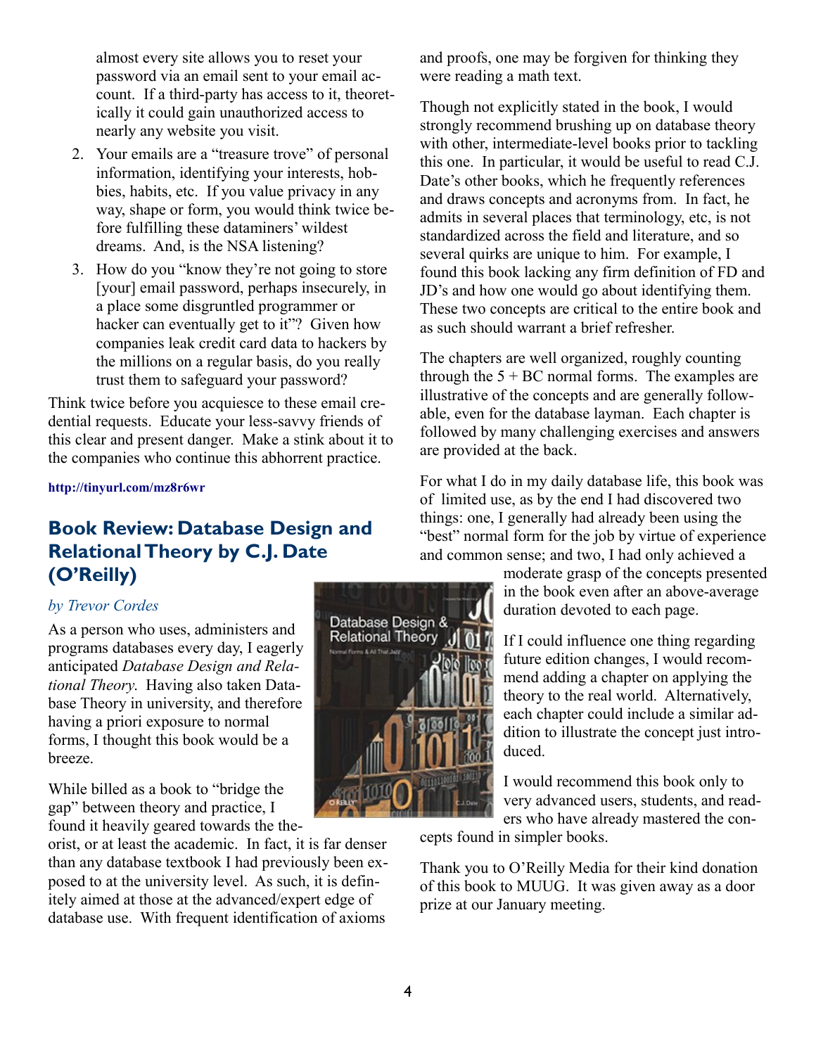almost every site allows you to reset your password via an email sent to your email account. If a third-party has access to it, theoretically it could gain unauthorized access to nearly any website you visit.

2. Your emails are a "treasure trove" of personal information, identifying your interests, hobbies, habits, etc. If you value privacy in any way, shape or form, you would think twice before fulfilling these dataminers' wildest dreams. And, is the NSA listening?
3. How do you "know they're not going to store [your] email password, perhaps insecurely, in a place some disgruntled programmer or hacker can eventually get to it"? Given how companies leak credit card data to hackers by the millions on a regular basis, do you really trust them to safeguard your password?

Think twice before you acquiesce to these email credential requests. Educate your less-savvy friends of this clear and present danger. Make a stink about it to the companies who continue this abhorrent practice.

**http://tinyurl.com/mz8r6wr**

## Book Review: Database Design and Relational Theory by C.J. Date (O'Reilly)

*by Trevor Cordes*

As a person who uses, administers and programs databases every day, I eagerly anticipated *Database Design and Relational Theory.* Having also taken Database Theory in university, and therefore having a priori exposure to normal forms, I thought this book would be a breeze.

While billed as a book to "bridge the gap" between theory and practice, I found it heavily geared towards the theorist, or at least the academic. In fact, it is far denser than any database textbook I had previously been exposed to at the university level. As such, it is definitely aimed at those at the advanced/expert edge of database use. With frequent identification of axioms and proofs, one may be forgiven for thinking they were reading a math text.

Though not explicitly stated in the book, I would strongly recommend brushing up on database theory with other, intermediate-level books prior to tackling this one. In particular, it would be useful to read C.J. Date's other books, which he frequently references and draws concepts and acronyms from. In fact, he admits in several places that terminology, etc, is not standardized across the field and literature, and so several quirks are unique to him. For example, I found this book lacking any firm definition of FD and JD's and how one would go about identifying them. These two concepts are critical to the entire book and as such should warrant a brief refresher.

The chapters are well organized, roughly counting through the 5 + BC normal forms. The examples are illustrative of the concepts and are generally followable, even for the database layman. Each chapter is followed by many challenging exercises and answers are provided at the back.

For what I do in my daily database life, this book was of limited use, as by the end I had discovered two things: one, I generally had already been using the "best" normal form for the job by virtue of experience and common sense; and two, I had only achieved a moderate grasp of the concepts presented in the book even after an above-average duration devoted to each page.

If I could influence one thing regarding future edition changes, I would recommend adding a chapter on applying the theory to the real world. Alternatively, each chapter could include a similar addition to illustrate the concept just introduced.

I would recommend this book only to very advanced users, students, and readers who have already mastered the concepts found in simpler books.

Thank you to O'Reilly Media for their kind donation of this book to MUUG. It was given away as a door prize at our January meeting.